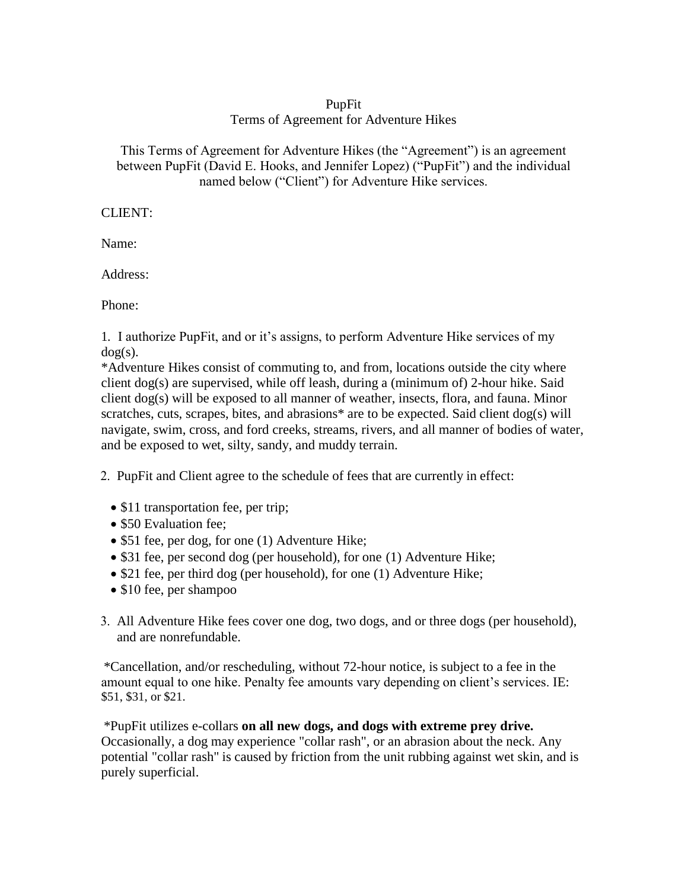PupFit
Terms of Agreement for Adventure Hikes

This Terms of Agreement for Adventure Hikes (the "Agreement") is an agreement between PupFit (David E. Hooks, and Jennifer Lopez) ("PupFit") and the individual named below ("Client") for Adventure Hike services.

CLIENT:

Name:

Address:

Phone:

1. I authorize PupFit, and or it's assigns, to perform Adventure Hike services of my dog(s).
*Adventure Hikes consist of commuting to, and from, locations outside the city where client dog(s) are supervised, while off leash, during a (minimum of) 2-hour hike. Said client dog(s) will be exposed to all manner of weather, insects, flora, and fauna. Minor scratches, cuts, scrapes, bites, and abrasions* are to be expected. Said client dog(s) will navigate, swim, cross, and ford creeks, streams, rivers, and all manner of bodies of water, and be exposed to wet, silty, sandy, and muddy terrain.

2. PupFit and Client agree to the schedule of fees that are currently in effect:

- $11 transportation fee, per trip;
- $50 Evaluation fee;
- $51 fee, per dog, for one (1) Adventure Hike;
- $31 fee, per second dog (per household), for one (1) Adventure Hike;
- $21 fee, per third dog (per household), for one (1) Adventure Hike;
- $10 fee, per shampoo

3. All Adventure Hike fees cover one dog, two dogs, and or three dogs (per household), and are nonrefundable.

*Cancellation, and/or rescheduling, without 72-hour notice, is subject to a fee in the amount equal to one hike. Penalty fee amounts vary depending on client's services. IE: $51, $31, or $21.

*PupFit utilizes e-collars **on all new dogs, and dogs with extreme prey drive.** Occasionally, a dog may experience "collar rash", or an abrasion about the neck. Any potential "collar rash" is caused by friction from the unit rubbing against wet skin, and is purely superficial.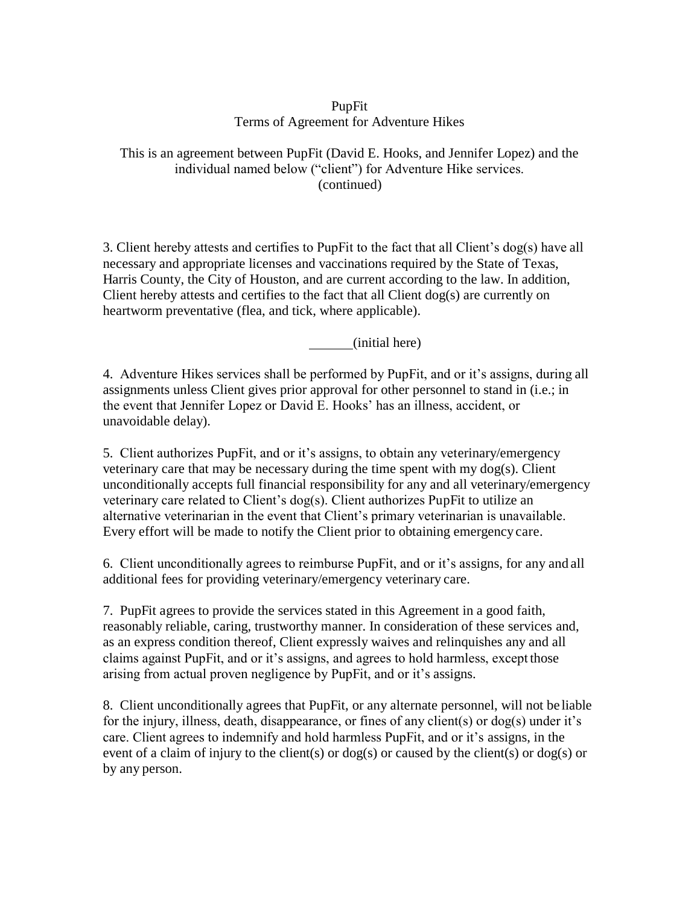PupFit
Terms of Agreement for Adventure Hikes

This is an agreement between PupFit (David E. Hooks, and Jennifer Lopez) and the individual named below ("client") for Adventure Hike services.
(continued)

3. Client hereby attests and certifies to PupFit to the fact that all Client's dog(s) have all necessary and appropriate licenses and vaccinations required by the State of Texas, Harris County, the City of Houston, and are current according to the law. In addition, Client hereby attests and certifies to the fact that all Client dog(s) are currently on heartworm preventative (flea, and tick, where applicable).

______(initial here)

4. Adventure Hikes services shall be performed by PupFit, and or it's assigns, during all assignments unless Client gives prior approval for other personnel to stand in (i.e.; in the event that Jennifer Lopez or David E. Hooks' has an illness, accident, or unavoidable delay).

5. Client authorizes PupFit, and or it's assigns, to obtain any veterinary/emergency veterinary care that may be necessary during the time spent with my dog(s). Client unconditionally accepts full financial responsibility for any and all veterinary/emergency veterinary care related to Client's dog(s). Client authorizes PupFit to utilize an alternative veterinarian in the event that Client's primary veterinarian is unavailable. Every effort will be made to notify the Client prior to obtaining emergency care.

6. Client unconditionally agrees to reimburse PupFit, and or it's assigns, for any and all additional fees for providing veterinary/emergency veterinary care.

7. PupFit agrees to provide the services stated in this Agreement in a good faith, reasonably reliable, caring, trustworthy manner. In consideration of these services and, as an express condition thereof, Client expressly waives and relinquishes any and all claims against PupFit, and or it's assigns, and agrees to hold harmless, except those arising from actual proven negligence by PupFit, and or it's assigns.

8. Client unconditionally agrees that PupFit, or any alternate personnel, will not be liable for the injury, illness, death, disappearance, or fines of any client(s) or dog(s) under it's care. Client agrees to indemnify and hold harmless PupFit, and or it's assigns, in the event of a claim of injury to the client(s) or dog(s) or caused by the client(s) or dog(s) or by any person.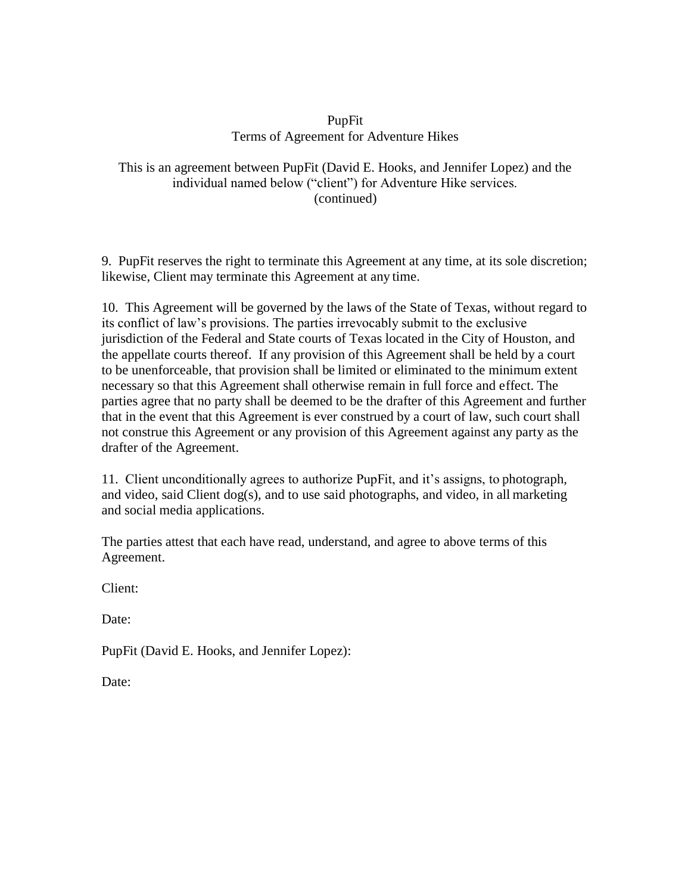PupFit
Terms of Agreement for Adventure Hikes

This is an agreement between PupFit (David E. Hooks, and Jennifer Lopez) and the individual named below ("client") for Adventure Hike services.
(continued)

9. PupFit reserves the right to terminate this Agreement at any time, at its sole discretion; likewise, Client may terminate this Agreement at any time.

10. This Agreement will be governed by the laws of the State of Texas, without regard to its conflict of law's provisions. The parties irrevocably submit to the exclusive jurisdiction of the Federal and State courts of Texas located in the City of Houston, and the appellate courts thereof. If any provision of this Agreement shall be held by a court to be unenforceable, that provision shall be limited or eliminated to the minimum extent necessary so that this Agreement shall otherwise remain in full force and effect. The parties agree that no party shall be deemed to be the drafter of this Agreement and further that in the event that this Agreement is ever construed by a court of law, such court shall not construe this Agreement or any provision of this Agreement against any party as the drafter of the Agreement.

11. Client unconditionally agrees to authorize PupFit, and it's assigns, to photograph, and video, said Client dog(s), and to use said photographs, and video, in all marketing and social media applications.

The parties attest that each have read, understand, and agree to above terms of this Agreement.

Client:

Date:

PupFit (David E. Hooks, and Jennifer Lopez):

Date: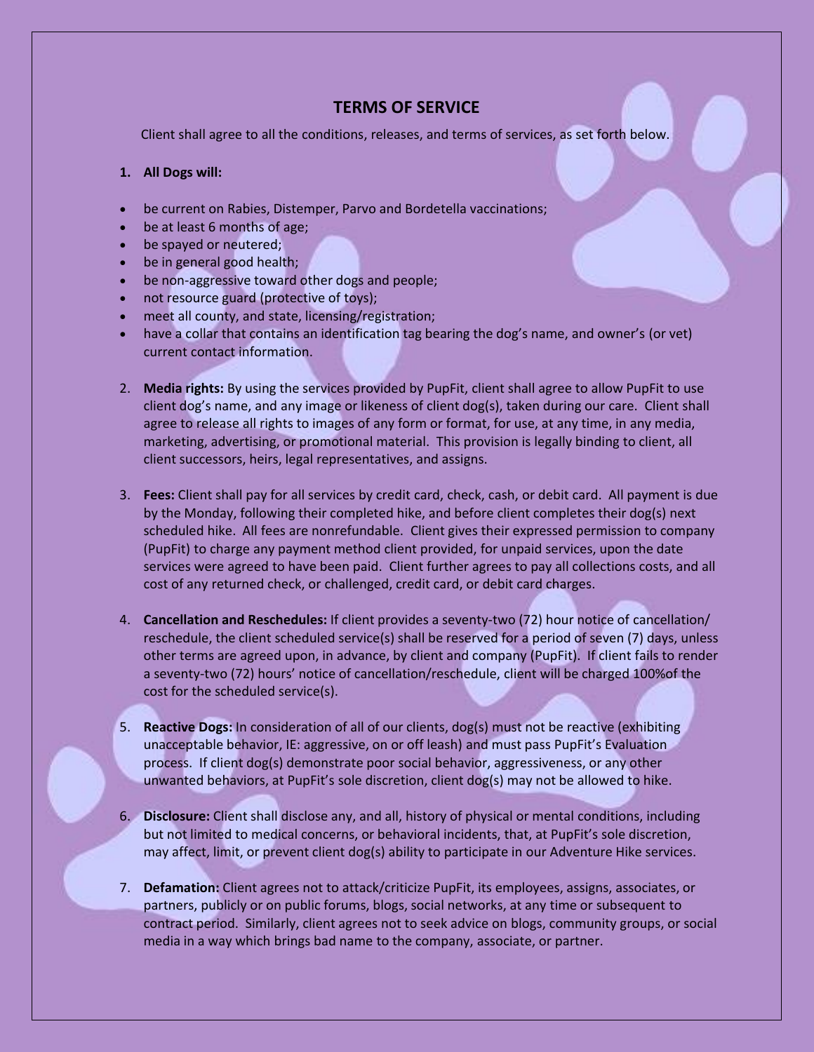## TERMS OF SERVICE

Client shall agree to all the conditions, releases, and terms of services, as set forth below.

1. **All Dogs will:**

- be current on Rabies, Distemper, Parvo and Bordetella vaccinations;
- be at least 6 months of age;
- be spayed or neutered;
- be in general good health;
- be non-aggressive toward other dogs and people;
- not resource guard (protective of toys);
- meet all county, and state, licensing/registration;
- have a collar that contains an identification tag bearing the dog's name, and owner's (or vet) current contact information.

2. **Media rights:** By using the services provided by PupFit, client shall agree to allow PupFit to use client dog's name, and any image or likeness of client dog(s), taken during our care. Client shall agree to release all rights to images of any form or format, for use, at any time, in any media, marketing, advertising, or promotional material. This provision is legally binding to client, all client successors, heirs, legal representatives, and assigns.

3. **Fees:** Client shall pay for all services by credit card, check, cash, or debit card. All payment is due by the Monday, following their completed hike, and before client completes their dog(s) next scheduled hike. All fees are nonrefundable. Client gives their expressed permission to company (PupFit) to charge any payment method client provided, for unpaid services, upon the date services were agreed to have been paid. Client further agrees to pay all collections costs, and all cost of any returned check, or challenged, credit card, or debit card charges.

4. **Cancellation and Reschedules:** If client provides a seventy-two (72) hour notice of cancellation/ reschedule, the client scheduled service(s) shall be reserved for a period of seven (7) days, unless other terms are agreed upon, in advance, by client and company (PupFit). If client fails to render a seventy-two (72) hours' notice of cancellation/reschedule, client will be charged 100%of the cost for the scheduled service(s).

5. **Reactive Dogs:** In consideration of all of our clients, dog(s) must not be reactive (exhibiting unacceptable behavior, IE: aggressive, on or off leash) and must pass PupFit's Evaluation process. If client dog(s) demonstrate poor social behavior, aggressiveness, or any other unwanted behaviors, at PupFit's sole discretion, client dog(s) may not be allowed to hike.

6. **Disclosure:** Client shall disclose any, and all, history of physical or mental conditions, including but not limited to medical concerns, or behavioral incidents, that, at PupFit's sole discretion, may affect, limit, or prevent client dog(s) ability to participate in our Adventure Hike services.

7. **Defamation:** Client agrees not to attack/criticize PupFit, its employees, assigns, associates, or partners, publicly or on public forums, blogs, social networks, at any time or subsequent to contract period. Similarly, client agrees not to seek advice on blogs, community groups, or social media in a way which brings bad name to the company, associate, or partner.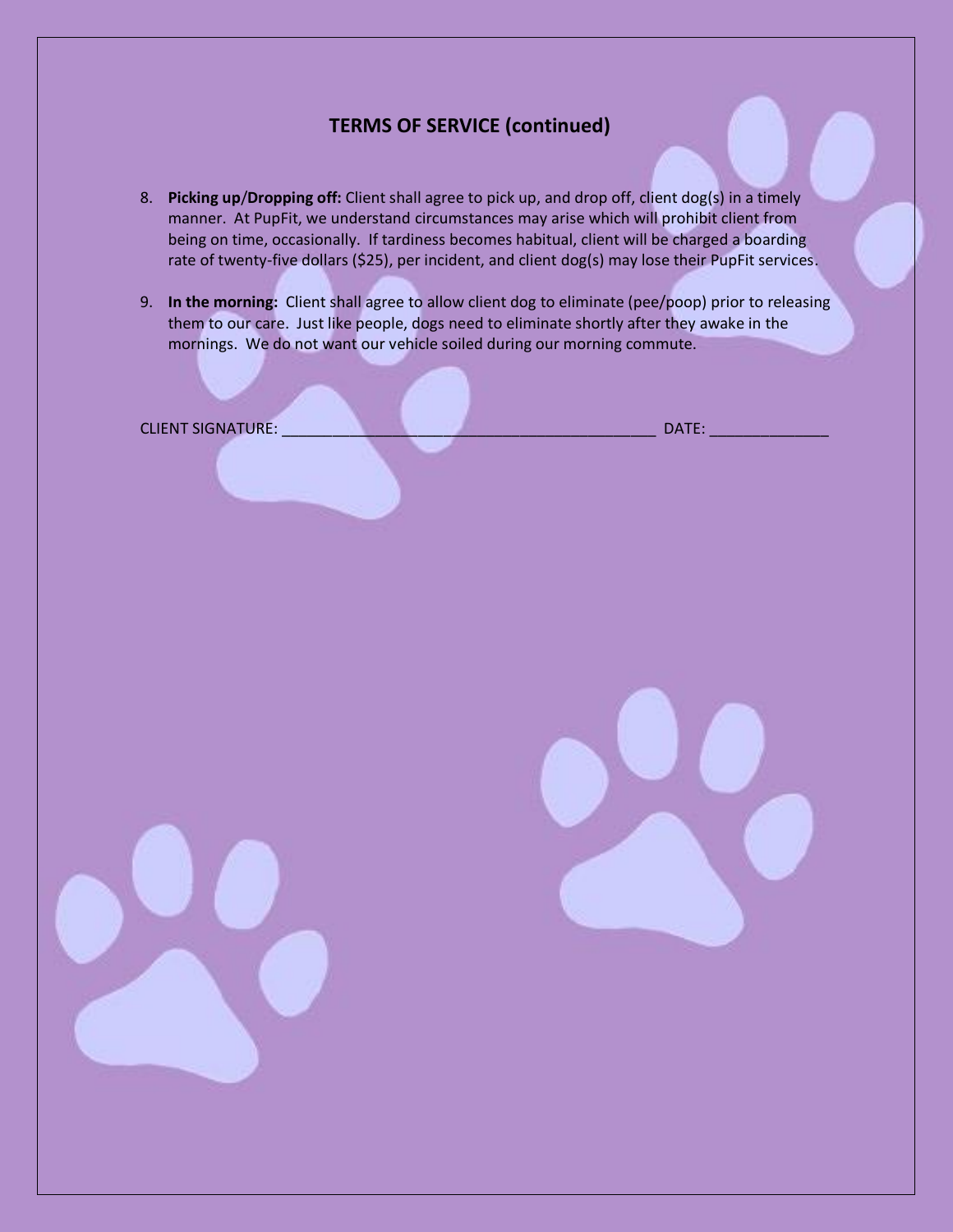## TERMS OF SERVICE (continued)

8. **Picking up/Dropping off:** Client shall agree to pick up, and drop off, client dog(s) in a timely manner. At PupFit, we understand circumstances may arise which will prohibit client from being on time, occasionally. If tardiness becomes habitual, client will be charged a boarding rate of twenty-five dollars ($25), per incident, and client dog(s) may lose their PupFit services.

9. **In the morning:** Client shall agree to allow client dog to eliminate (pee/poop) prior to releasing them to our care. Just like people, dogs need to eliminate shortly after they awake in the mornings. We do not want our vehicle soiled during our morning commute.

CLIENT SIGNATURE: _______________________________________________ DATE: ______________